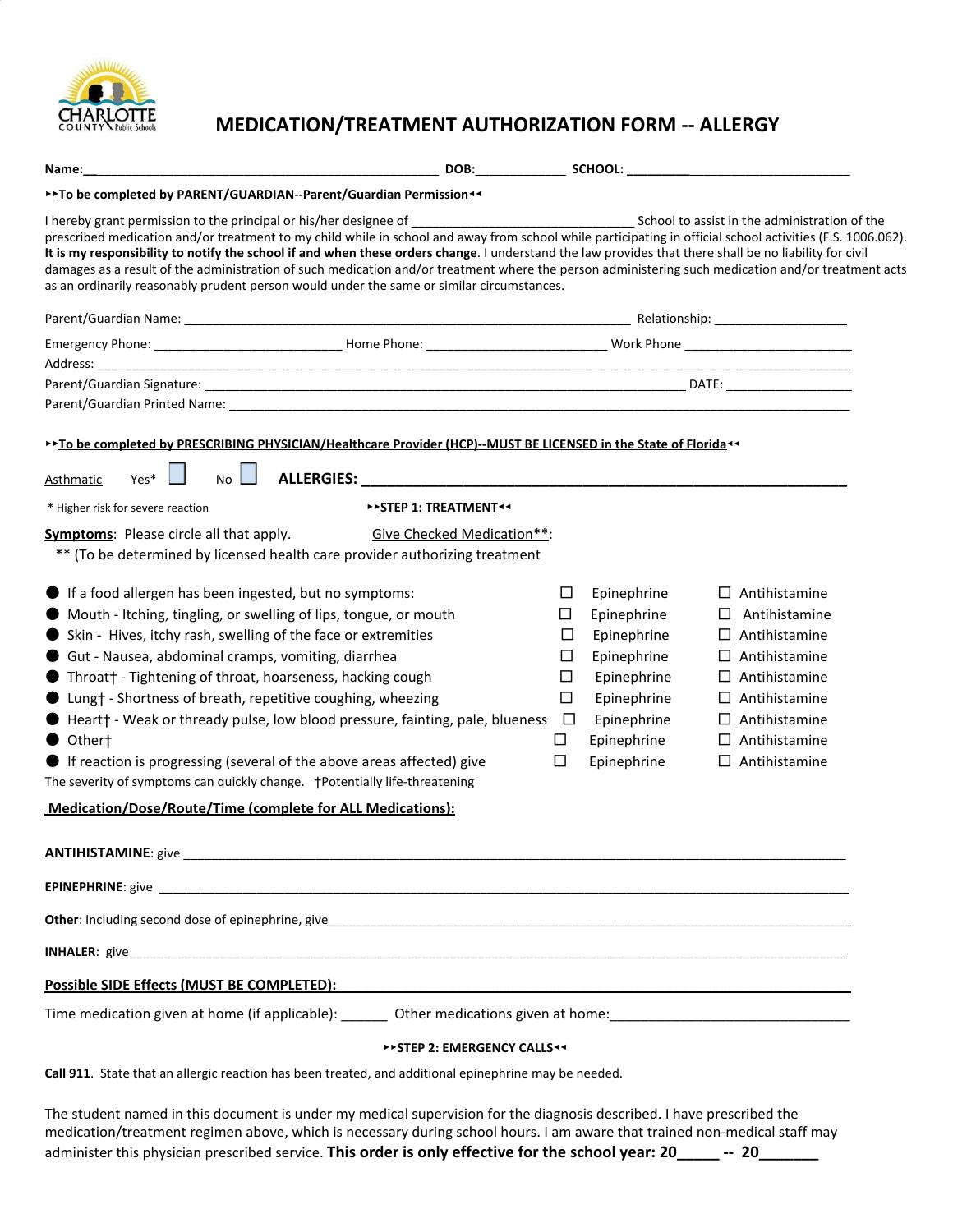# MEDICATION/TREATMENT AUTHORIZATION FORM -- ALLERGY

**Name:**\_\_\_\_\_\_\_\_\_\_\_\_\_\_\_\_\_\_\_\_\_\_\_\_\_\_\_\_\_\_\_\_\_\_\_\_\_\_\_\_\_\_\_\_\_\_\_\_\_ **DOB:**\_\_\_\_\_\_\_\_\_\_\_\_\_ **SCHOOL:** \_\_\_\_\_\_\_\_\_\_\_\_\_\_\_\_\_\_\_\_\_\_\_\_\_\_\_\_\_\_\_\_\_\_

**▸▸To be completed by PARENT/GUARDIAN--Parent/Guardian Permission◂◂**

I hereby grant permission to the principal or his/her designee of \_\_\_\_\_\_\_\_\_\_\_\_\_\_\_\_\_\_\_\_\_\_\_\_\_\_\_\_\_\_\_\_ School to assist in the administration of the prescribed medication and/or treatment to my child while in school and away from school while participating in official school activities (F.S. 1006.062). **It is my responsibility to notify the school if and when these orders change**. I understand the law provides that there shall be no liability for civil damages as a result of the administration of such medication and/or treatment where the person administering such medication and/or treatment acts as an ordinarily reasonably prudent person would under the same or similar circumstances.

Parent/Guardian Name: \_\_\_\_\_\_\_\_\_\_\_\_\_\_\_\_\_\_\_\_\_\_\_\_\_\_\_\_\_\_\_\_\_\_\_\_\_\_\_\_\_\_\_\_\_\_\_\_\_\_\_\_\_\_\_\_\_\_\_\_\_\_ Relationship: \_\_\_\_\_\_\_\_\_\_\_\_\_\_\_\_\_\_\_

Emergency Phone: \_\_\_\_\_\_\_\_\_\_\_\_\_\_\_\_\_\_\_\_\_\_\_\_\_\_\_ Home Phone: \_\_\_\_\_\_\_\_\_\_\_\_\_\_\_\_\_\_\_\_\_\_\_\_\_\_ Work Phone \_\_\_\_\_\_\_\_\_\_\_\_\_\_\_\_\_\_\_\_\_\_\_\_\_

Address: \_\_\_\_\_\_\_\_\_\_\_\_\_\_\_\_\_\_\_\_\_\_\_\_\_\_\_\_\_\_\_\_\_\_\_\_\_\_\_\_\_\_\_\_\_\_\_\_\_\_\_\_\_\_\_\_\_\_\_\_\_\_\_\_\_\_\_\_\_\_\_\_\_\_\_\_\_\_\_\_\_\_\_\_\_\_\_\_\_\_\_\_\_\_\_\_\_\_\_\_\_\_\_

Parent/Guardian Signature: \_\_\_\_\_\_\_\_\_\_\_\_\_\_\_\_\_\_\_\_\_\_\_\_\_\_\_\_\_\_\_\_\_\_\_\_\_\_\_\_\_\_\_\_\_\_\_\_\_\_\_\_\_\_\_\_\_\_\_\_\_\_\_\_\_\_\_\_\_\_\_ DATE: \_\_\_\_\_\_\_\_\_\_\_\_\_\_\_\_\_\_

Parent/Guardian Printed Name: \_\_\_\_\_\_\_\_\_\_\_\_\_\_\_\_\_\_\_\_\_\_\_\_\_\_\_\_\_\_\_\_\_\_\_\_\_\_\_\_\_\_\_\_\_\_\_\_\_\_\_\_\_\_\_\_\_\_\_\_\_\_\_\_\_\_\_\_\_\_\_\_\_\_\_\_\_\_\_\_\_\_\_\_\_\_\_\_

**▸▸To be completed by PRESCRIBING PHYSICIAN/Healthcare Provider (HCP)--MUST BE LICENSED in the State of Florida◂◂**

Asthmatic Yes* ☐ No ☐ **ALLERGIES: \_\_\_\_\_\_\_\_\_\_\_\_\_\_\_\_\_\_\_\_\_\_\_\_\_\_\_\_\_\_\_\_\_\_\_\_\_\_\_\_\_\_\_\_\_\_\_\_\_\_\_\_\_\_\_\_\_\_\_\_\_\_\_\_**

\* Higher risk for severe reaction

**▸▸STEP 1: TREATMENT◂◂**

**Symptoms**: Please circle all that apply. Give Checked Medication**:

** (To be determined by licensed health care provider authorizing treatment

| Symptoms | | |
|---|---|---|
| ● If a food allergen has been ingested, but no symptoms: | ☐ Epinephrine | ☐ Antihistamine |
| ● Mouth - Itching, tingling, or swelling of lips, tongue, or mouth | ☐ Epinephrine | ☐ Antihistamine |
| ● Skin - Hives, itchy rash, swelling of the face or extremities | ☐ Epinephrine | ☐ Antihistamine |
| ● Gut - Nausea, abdominal cramps, vomiting, diarrhea | ☐ Epinephrine | ☐ Antihistamine |
| ● Throat† - Tightening of throat, hoarseness, hacking cough | ☐ Epinephrine | ☐ Antihistamine |
| ● Lung† - Shortness of breath, repetitive coughing, wheezing | ☐ Epinephrine | ☐ Antihistamine |
| ● Heart† - Weak or thready pulse, low blood pressure, fainting, pale, blueness | ☐ Epinephrine | ☐ Antihistamine |
| ● Other† | ☐ Epinephrine | ☐ Antihistamine |
| ● If reaction is progressing (several of the above areas affected) give | ☐ Epinephrine | ☐ Antihistamine |

The severity of symptoms can quickly change. †Potentially life-threatening

**Medication/Dose/Route/Time (complete for ALL Medications):**

**ANTIHISTAMINE**: give \_\_\_\_\_\_\_\_\_\_\_\_\_\_\_\_\_\_\_\_\_\_\_\_\_\_\_\_\_\_\_\_\_\_\_\_\_\_\_\_\_\_\_\_\_\_\_\_\_\_\_\_\_\_\_\_\_\_\_\_\_\_\_\_\_\_\_\_\_\_\_\_\_\_\_\_\_\_\_\_\_\_\_\_\_\_\_\_\_\_\_\_\_\_\_

**EPINEPHRINE**: give \_\_\_\_\_\_\_\_\_\_\_\_\_\_\_\_\_\_\_\_\_\_\_\_\_\_\_\_\_\_\_\_\_\_\_\_\_\_\_\_\_\_\_\_\_\_\_\_\_\_\_\_\_\_\_\_\_\_\_\_\_\_\_\_\_\_\_\_\_\_\_\_\_\_\_\_\_\_\_\_\_\_\_\_\_\_\_\_\_\_\_\_\_\_\_\_\_

**Other**: Including second dose of epinephrine, give\_\_\_\_\_\_\_\_\_\_\_\_\_\_\_\_\_\_\_\_\_\_\_\_\_\_\_\_\_\_\_\_\_\_\_\_\_\_\_\_\_\_\_\_\_\_\_\_\_\_\_\_\_\_\_\_\_\_\_\_\_\_\_\_\_\_\_\_\_\_\_\_\_\_\_\_\_\_

**INHALER**: give\_\_\_\_\_\_\_\_\_\_\_\_\_\_\_\_\_\_\_\_\_\_\_\_\_\_\_\_\_\_\_\_\_\_\_\_\_\_\_\_\_\_\_\_\_\_\_\_\_\_\_\_\_\_\_\_\_\_\_\_\_\_\_\_\_\_\_\_\_\_\_\_\_\_\_\_\_\_\_\_\_\_\_\_\_\_\_\_\_\_\_\_\_\_\_\_\_\_\_\_\_\_

**Possible SIDE Effects (MUST BE COMPLETED): \_\_\_\_\_\_\_\_\_\_\_\_\_\_\_\_\_\_\_\_\_\_\_\_\_\_\_\_\_\_\_\_\_\_\_\_\_\_\_\_\_\_\_\_\_\_\_\_\_\_\_\_\_\_\_\_\_\_\_\_\_\_\_\_\_\_\_\_\_\_\_\_\_**

Time medication given at home (if applicable): \_\_\_\_\_\_ Other medications given at home:\_\_\_\_\_\_\_\_\_\_\_\_\_\_\_\_\_\_\_\_\_\_\_\_\_\_\_\_\_\_\_\_\_\_

**▸▸STEP 2: EMERGENCY CALLS◂◂**

**Call 911**. State that an allergic reaction has been treated, and additional epinephrine may be needed.

The student named in this document is under my medical supervision for the diagnosis described. I have prescribed the medication/treatment regimen above, which is necessary during school hours. I am aware that trained non-medical staff may administer this physician prescribed service. **This order is only effective for the school year: 20\_\_\_\_\_ -- 20\_\_\_\_\_\_\_**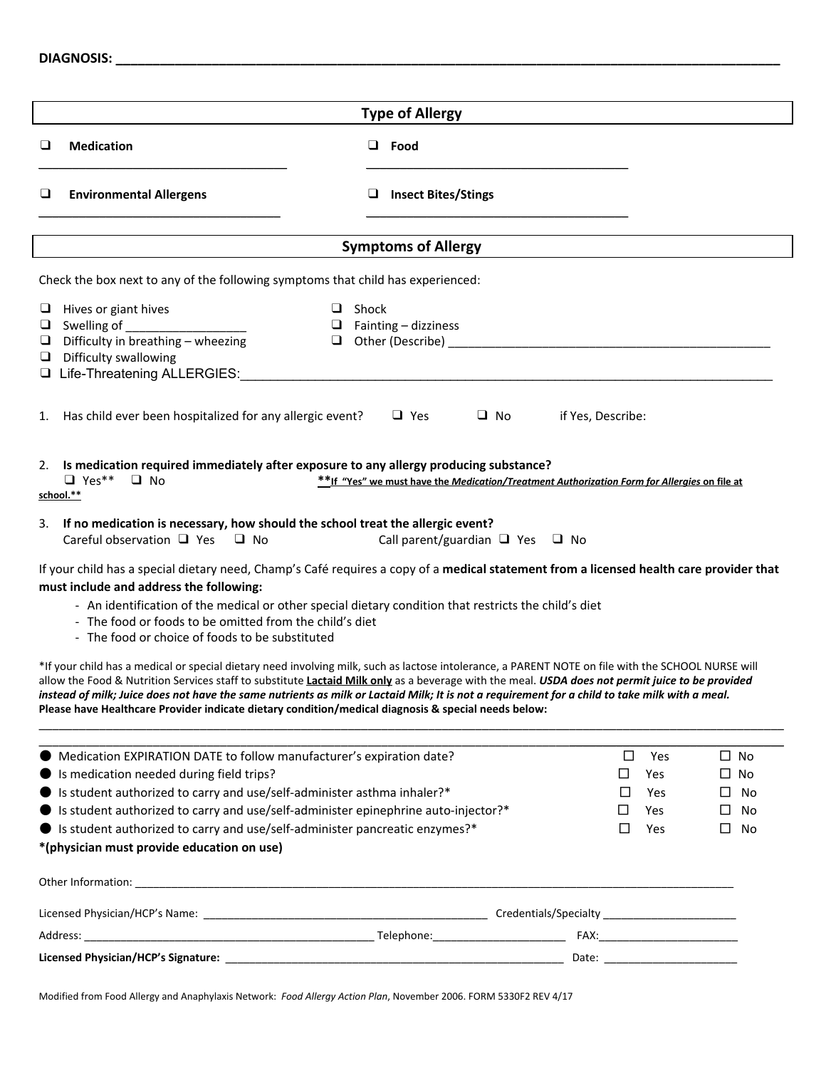**DIAGNOSIS:** ___________________________________________________________________________

## Type of Allergy

- ❑ **Medication** ________________________________
- ❑ **Food** ________________________________
- ❑ **Environmental Allergens** ________________________________
- ❑ **Insect Bites/Stings** ________________________________

## Symptoms of Allergy

Check the box next to any of the following symptoms that child has experienced:

- ❑ Hives or giant hives
- ❑ Swelling of _________________
- ❑ Difficulty in breathing – wheezing
- ❑ Difficulty swallowing
- ❑ Shock
- ❑ Fainting – dizziness
- ❑ Other (Describe) ______________________________________________
- ❑ Life-Threatening ALLERGIES:_____________________________________________________________________

1. Has child ever been hospitalized for any allergic event? ❑ Yes ❑ No if Yes, Describe:

2. **Is medication required immediately after exposure to any allergy producing substance?**
   ❑ Yes** ❑ No **<u>**If "Yes" we must have the *Medication/Treatment Authorization Form for Allergies* on file at school.**</u>**

3. **If no medication is necessary, how should the school treat the allergic event?**
   Careful observation ❑ Yes ❑ No Call parent/guardian ❑ Yes ❑ No

If your child has a special dietary need, Champ's Café requires a copy of a **medical statement from a licensed health care provider that must include and address the following:**

- An identification of the medical or other special dietary condition that restricts the child's diet
- The food or foods to be omitted from the child's diet
- The food or choice of foods to be substituted

*If your child has a medical or special dietary need involving milk, such as lactose intolerance, a PARENT NOTE on file with the SCHOOL NURSE will allow the Food & Nutrition Services staff to substitute **<u>Lactaid Milk only</u>** as a beverage with the meal. ***USDA does not permit juice to be provided instead of milk; Juice does not have the same nutrients as milk or Lactaid Milk; It is not a requirement for a child to take milk with a meal.***
**Please have Healthcare Provider indicate dietary condition/medical diagnosis & special needs below:**

______________________________________________________________________________________________

______________________________________________________________________________________________

| | | |
|---|---|---|
| ● Medication EXPIRATION DATE to follow manufacturer's expiration date? | ☐ Yes | ☐ No |
| ● Is medication needed during field trips? | ☐ Yes | ☐ No |
| ● Is student authorized to carry and use/self-administer asthma inhaler?* | ☐ Yes | ☐ No |
| ● Is student authorized to carry and use/self-administer epinephrine auto-injector?* | ☐ Yes | ☐ No |
| ● Is student authorized to carry and use/self-administer pancreatic enzymes?* | ☐ Yes | ☐ No |

***(physician must provide education on use)**

Other Information: ______________________________________________________________________________

Licensed Physician/HCP's Name: _____________________________________ Credentials/Specialty _____________________

Address: _____________________________________ Telephone:_____________________ FAX:_____________________

**Licensed Physician/HCP's Signature:** _____________________________________________ Date: _____________________

Modified from Food Allergy and Anaphylaxis Network: *Food Allergy Action Plan*, November 2006. FORM 5330F2 REV 4/17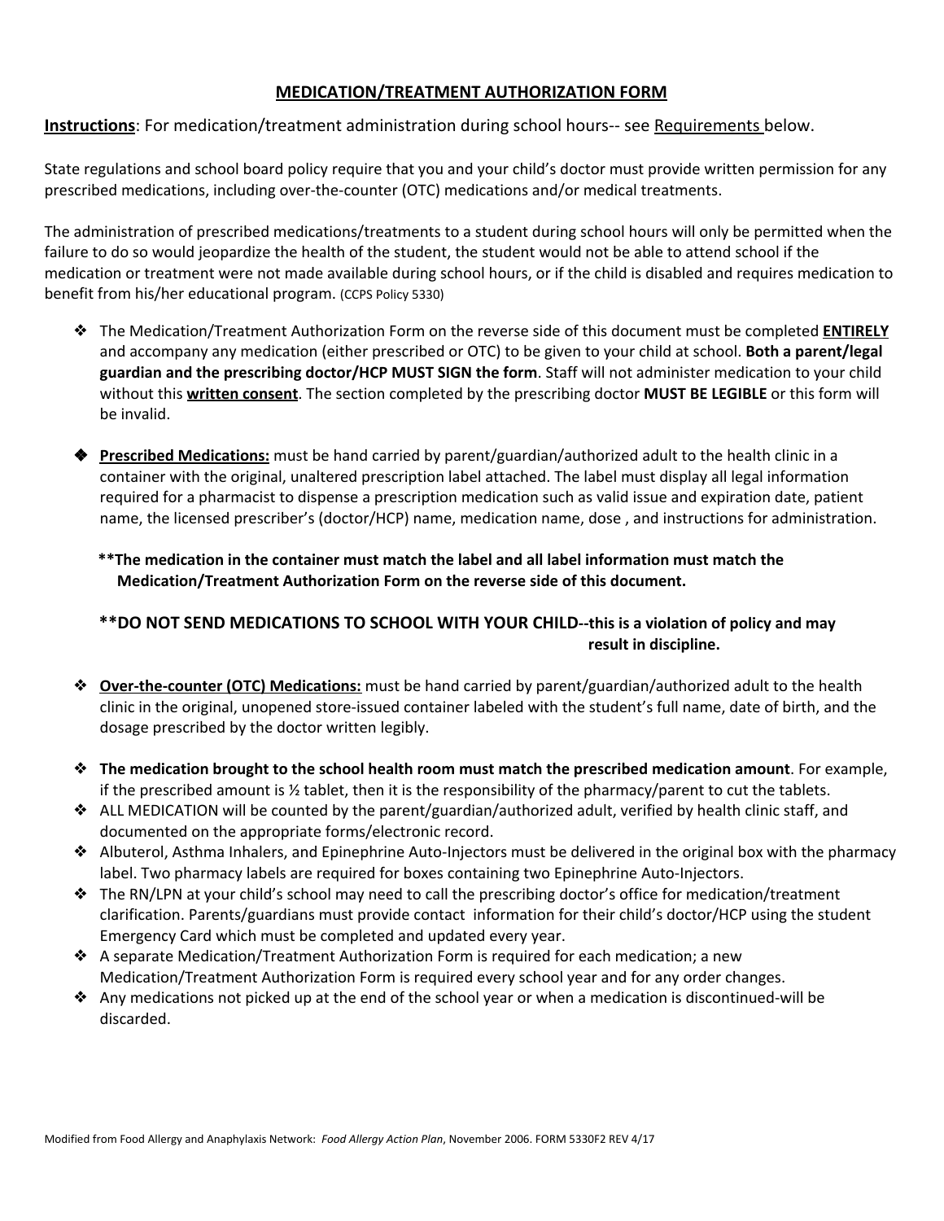# MEDICATION/TREATMENT AUTHORIZATION FORM

**Instructions**: For medication/treatment administration during school hours-- see Requirements below.

State regulations and school board policy require that you and your child's doctor must provide written permission for any prescribed medications, including over-the-counter (OTC) medications and/or medical treatments.

The administration of prescribed medications/treatments to a student during school hours will only be permitted when the failure to do so would jeopardize the health of the student, the student would not be able to attend school if the medication or treatment were not made available during school hours, or if the child is disabled and requires medication to benefit from his/her educational program. (CCPS Policy 5330)

- The Medication/Treatment Authorization Form on the reverse side of this document must be completed **ENTIRELY** and accompany any medication (either prescribed or OTC) to be given to your child at school. **Both a parent/legal guardian and the prescribing doctor/HCP MUST SIGN the form**. Staff will not administer medication to your child without this **written consent**. The section completed by the prescribing doctor **MUST BE LEGIBLE** or this form will be invalid.

- **Prescribed Medications:** must be hand carried by parent/guardian/authorized adult to the health clinic in a container with the original, unaltered prescription label attached. The label must display all legal information required for a pharmacist to dispense a prescription medication such as valid issue and expiration date, patient name, the licensed prescriber's (doctor/HCP) name, medication name, dose , and instructions for administration.

  **\*\*The medication in the container must match the label and all label information must match the Medication/Treatment Authorization Form on the reverse side of this document.**

  **\*\*DO NOT SEND MEDICATIONS TO SCHOOL WITH YOUR CHILD--this is a violation of policy and may result in discipline.**

- **Over-the-counter (OTC) Medications:** must be hand carried by parent/guardian/authorized adult to the health clinic in the original, unopened store-issued container labeled with the student's full name, date of birth, and the dosage prescribed by the doctor written legibly.

- **The medication brought to the school health room must match the prescribed medication amount**. For example, if the prescribed amount is ½ tablet, then it is the responsibility of the pharmacy/parent to cut the tablets.
- ALL MEDICATION will be counted by the parent/guardian/authorized adult, verified by health clinic staff, and documented on the appropriate forms/electronic record.
- Albuterol, Asthma Inhalers, and Epinephrine Auto-Injectors must be delivered in the original box with the pharmacy label. Two pharmacy labels are required for boxes containing two Epinephrine Auto-Injectors.
- The RN/LPN at your child's school may need to call the prescribing doctor's office for medication/treatment clarification. Parents/guardians must provide contact information for their child's doctor/HCP using the student Emergency Card which must be completed and updated every year.
- A separate Medication/Treatment Authorization Form is required for each medication; a new Medication/Treatment Authorization Form is required every school year and for any order changes.
- Any medications not picked up at the end of the school year or when a medication is discontinued-will be discarded.

Modified from Food Allergy and Anaphylaxis Network: *Food Allergy Action Plan*, November 2006. FORM 5330F2 REV 4/17